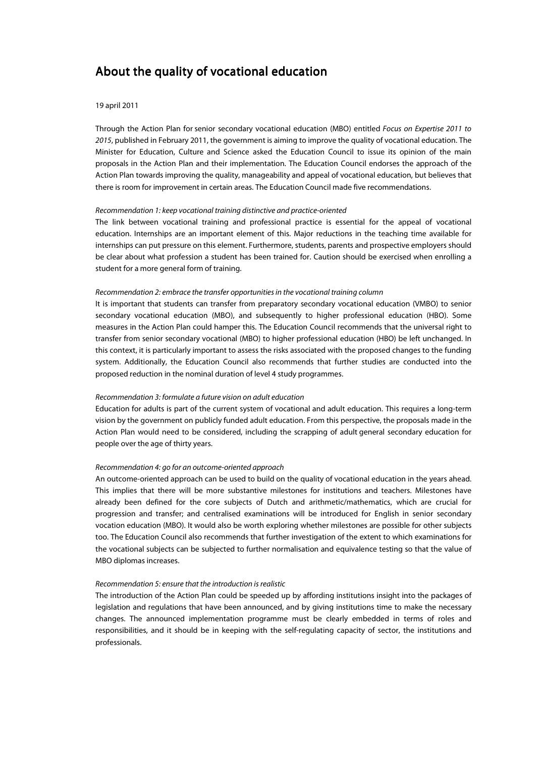# About the quality of vocational education

19 april 2011

Through the Action Plan for senior secondary vocational education (MBO) entitled *Focus on Expertise 2011 to 2015*, published in February 2011, the government is aiming to improve the quality of vocational education. The Minister for Education, Culture and Science asked the Education Council to issue its opinion of the main proposals in the Action Plan and their implementation. The Education Council endorses the approach of the Action Plan towards improving the quality, manageability and appeal of vocational education, but believes that there is room for improvement in certain areas. The Education Council made five recommendations.

*Recommendation 1: keep vocational training distinctive and practice-oriented*

The link between vocational training and professional practice is essential for the appeal of vocational education. Internships are an important element of this. Major reductions in the teaching time available for internships can put pressure on this element. Furthermore, students, parents and prospective employers should be clear about what profession a student has been trained for. Caution should be exercised when enrolling a student for a more general form of training.

*Recommendation 2: embrace the transfer opportunities in the vocational training column*

It is important that students can transfer from preparatory secondary vocational education (VMBO) to senior secondary vocational education (MBO), and subsequently to higher professional education (HBO). Some measures in the Action Plan could hamper this. The Education Council recommends that the universal right to transfer from senior secondary vocational (MBO) to higher professional education (HBO) be left unchanged. In this context, it is particularly important to assess the risks associated with the proposed changes to the funding system. Additionally, the Education Council also recommends that further studies are conducted into the proposed reduction in the nominal duration of level 4 study programmes.

*Recommendation 3: formulate a future vision on adult education*

Education for adults is part of the current system of vocational and adult education. This requires a long-term vision by the government on publicly funded adult education. From this perspective, the proposals made in the Action Plan would need to be considered, including the scrapping of adult general secondary education for people over the age of thirty years.

*Recommendation 4: go for an outcome-oriented approach*

An outcome-oriented approach can be used to build on the quality of vocational education in the years ahead. This implies that there will be more substantive milestones for institutions and teachers. Milestones have already been defined for the core subjects of Dutch and arithmetic/mathematics, which are crucial for progression and transfer; and centralised examinations will be introduced for English in senior secondary vocation education (MBO). It would also be worth exploring whether milestones are possible for other subjects too. The Education Council also recommends that further investigation of the extent to which examinations for the vocational subjects can be subjected to further normalisation and equivalence testing so that the value of MBO diplomas increases.

*Recommendation 5: ensure that the introduction is realistic*

The introduction of the Action Plan could be speeded up by affording institutions insight into the packages of legislation and regulations that have been announced, and by giving institutions time to make the necessary changes. The announced implementation programme must be clearly embedded in terms of roles and responsibilities, and it should be in keeping with the self-regulating capacity of sector, the institutions and professionals.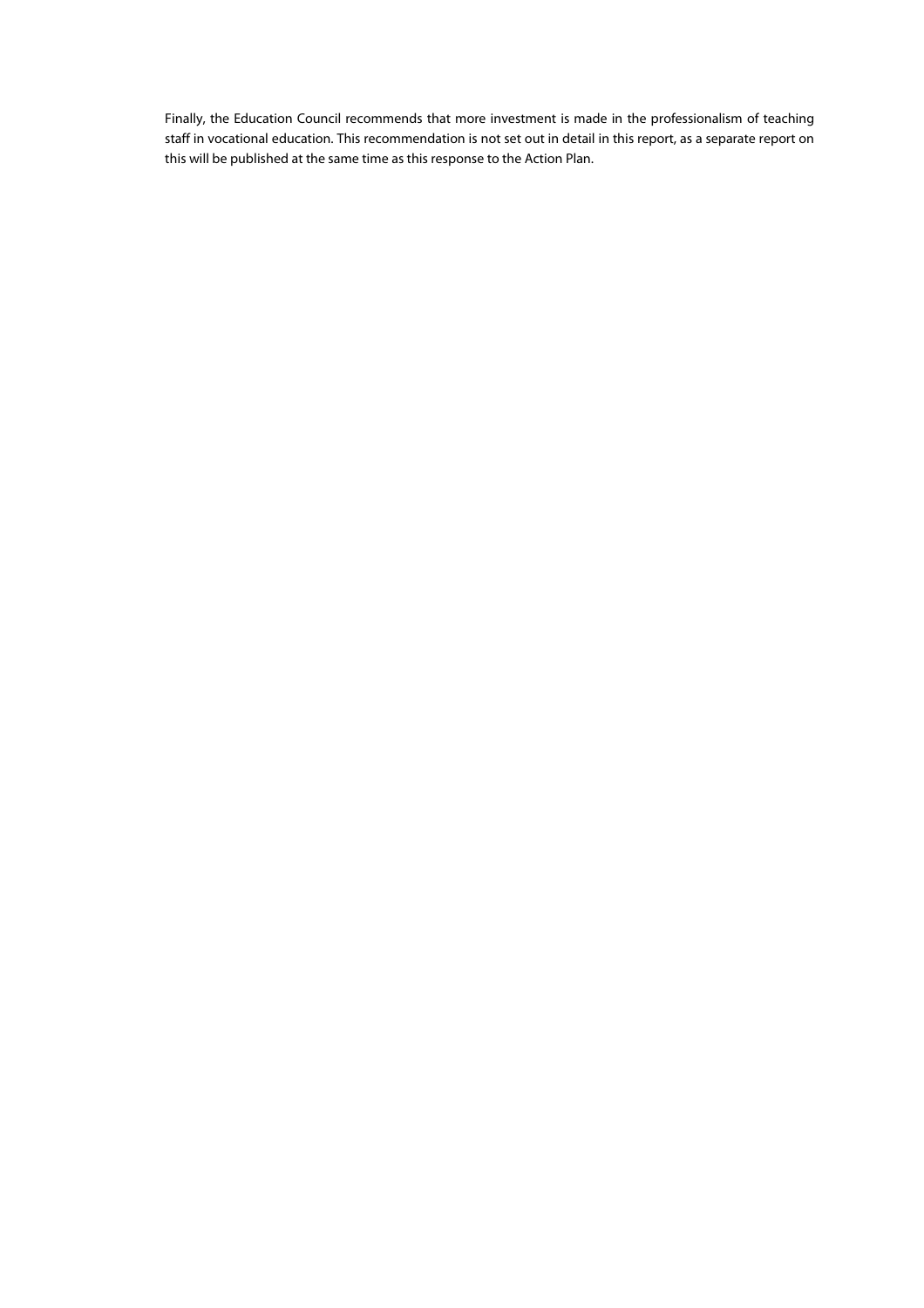Finally, the Education Council recommends that more investment is made in the professionalism of teaching staff in vocational education. This recommendation is not set out in detail in this report, as a separate report on this will be published at the same time as this response to the Action Plan.